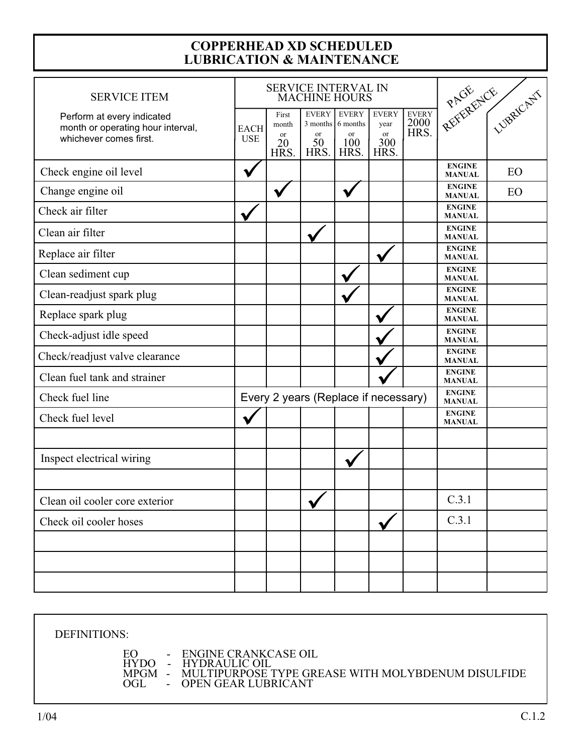# COPPERHEAD XD SCHEDULED LUBRICATION & MAINTENANCE

| SERVICE ITEM<br>Perform at every indicated month or operating hour interval, whichever comes first. | SERVICE INTERVAL IN MACHINE HOURS | | | | | | PAGE REFERENCE | LUBRICANT |
|---|---|---|---|---|---|---|---|---|
| | EACH USE | First month or 20 HRS. | EVERY 3 months or 50 HRS. | EVERY 6 months or 100 HRS. | EVERY year or 300 HRS. | EVERY 2000 HRS. | | |
| Check engine oil level | ✓ | | | | | | ENGINE MANUAL | EO |
| Change engine oil | | ✓ | | ✓ | | | ENGINE MANUAL | EO |
| Check air filter | ✓ | | | | | | ENGINE MANUAL | |
| Clean air filter | | | ✓ | | | | ENGINE MANUAL | |
| Replace air filter | | | | | ✓ | | ENGINE MANUAL | |
| Clean sediment cup | | | | ✓ | | | ENGINE MANUAL | |
| Clean-readjust spark plug | | | | ✓ | | | ENGINE MANUAL | |
| Replace spark plug | | | | | ✓ | | ENGINE MANUAL | |
| Check-adjust idle speed | | | | | ✓ | | ENGINE MANUAL | |
| Check/readjust valve clearance | | | | | ✓ | | ENGINE MANUAL | |
| Clean fuel tank and strainer | | | | | ✓ | | ENGINE MANUAL | |
| Check fuel line | Every 2 years (Replace if necessary) | | | | | | ENGINE MANUAL | |
| Check fuel level | ✓ | | | | | | ENGINE MANUAL | |
| | | | | | | | | |
| Inspect electrical wiring | | | | ✓ | | | | |
| | | | | | | | | |
| Clean oil cooler core exterior | | | ✓ | | | | C.3.1 | |
| Check oil cooler hoses | | | | | ✓ | | C.3.1 | |
| | | | | | | | | |
| | | | | | | | | |
| | | | | | | | | |

DEFINITIONS:

EO - ENGINE CRANKCASE OIL
HYDO - HYDRAULIC OIL
MPGM - MULTIPURPOSE TYPE GREASE WITH MOLYBDENUM DISULFIDE
OGL - OPEN GEAR LUBRICANT

1/04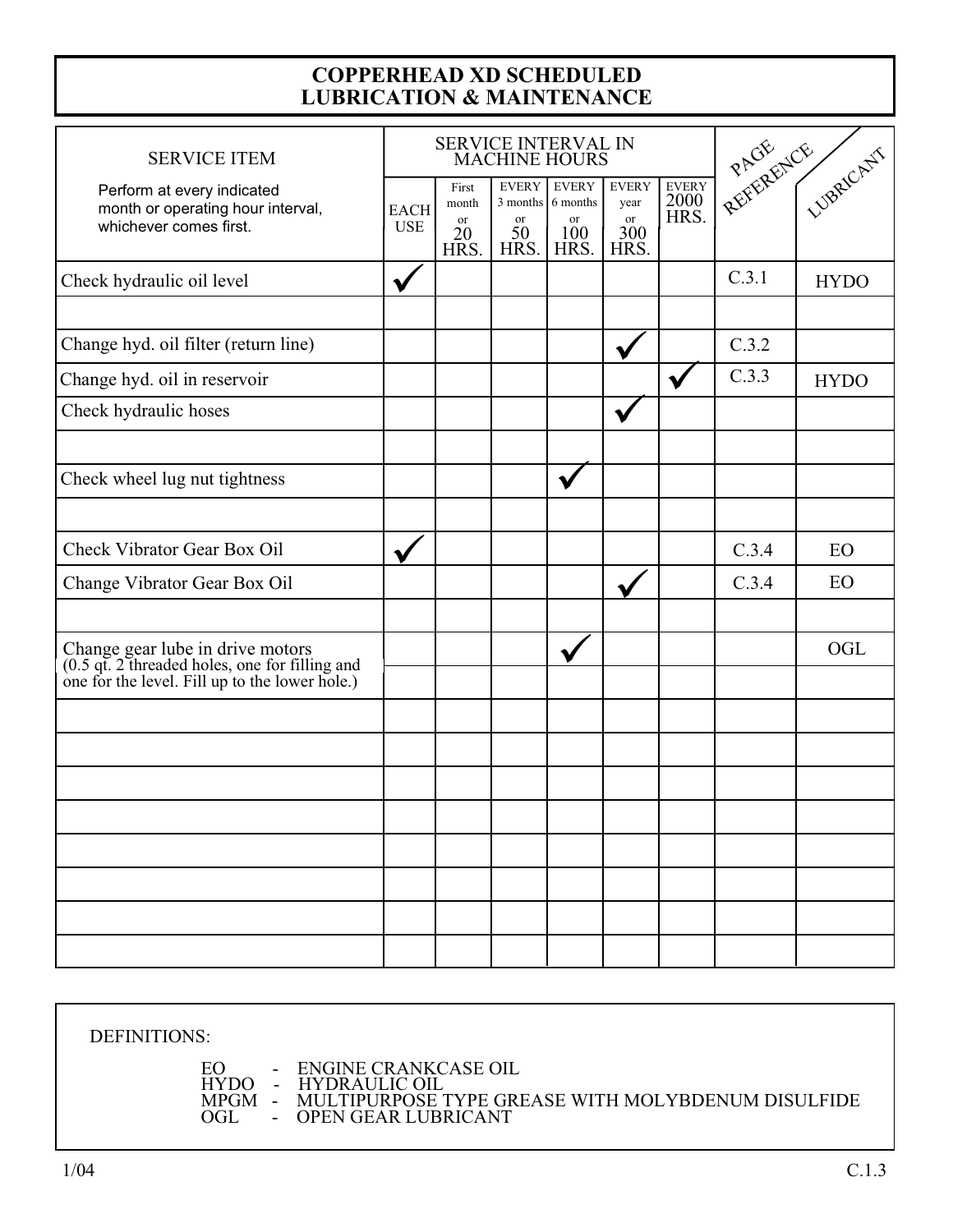# COPPERHEAD XD SCHEDULED LUBRICATION & MAINTENANCE

| SERVICE ITEM | SERVICE INTERVAL IN MACHINE HOURS | | | | | | PAGE REFERENCE | LUBRICANT |
|---|---|---|---|---|---|---|---|---|
| Perform at every indicated month or operating hour interval, whichever comes first. | EACH USE | First month or 20 HRS. | EVERY 3 months or 50 HRS. | EVERY 6 months or 100 HRS. | EVERY year or 300 HRS. | EVERY 2000 HRS. | | |
| Check hydraulic oil level | ✓ | | | | | | C.3.1 | HYDO |
| | | | | | | | | |
| Change hyd. oil filter (return line) | | | | | ✓ | | C.3.2 | |
| Change hyd. oil in reservoir | | | | | | ✓ | C.3.3 | HYDO |
| Check hydraulic hoses | | | | | ✓ | | | |
| | | | | | | | | |
| Check wheel lug nut tightness | | | | ✓ | | | | |
| | | | | | | | | |
| Check Vibrator Gear Box Oil | ✓ | | | | | | C.3.4 | EO |
| Change Vibrator Gear Box Oil | | | | | ✓ | | C.3.4 | EO |
| | | | | | | | | |
| Change gear lube in drive motors (0.5 qt. 2 threaded holes, one for filling and one for the level. Fill up to the lower hole.) | | | | ✓ | | | | OGL |
| | | | | | | | | |
| | | | | | | | | |
| | | | | | | | | |
| | | | | | | | | |
| | | | | | | | | |
| | | | | | | | | |
| | | | | | | | | |
| | | | | | | | | |

DEFINITIONS:

EO - ENGINE CRANKCASE OIL
HYDO - HYDRAULIC OIL
MPGM - MULTIPURPOSE TYPE GREASE WITH MOLYBDENUM DISULFIDE
OGL - OPEN GEAR LUBRICANT

1/04